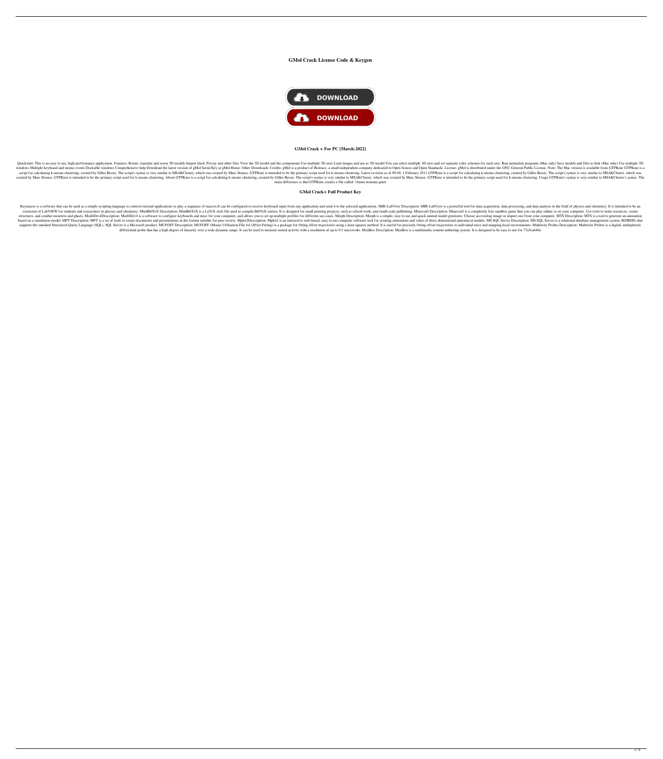# GMol Crack License Code & Keygen

DOWNLOAD

DOWNLOAD

## GMol Crack + For PC [March-2022]

Quickstart: This is an easy to use, high performance application. Features: Rotate, translate and zoom 3D models Import Jmol, Povray and other files View the 3D model and the components Use multiple 3D axes Load images and use as 3D model You can select multiple 3D axes and set separate color schemes for each axis. Run animation programs (Mac only) Save models and files to disk (Mac only) Use multiple 3D windows Multiple keyboard and mouse events Dockable windows Comprehensive help Download the latest version of gMol Serial Key at gMol Home: Other Downloads: Credits: gMol is a product of Biotrace, a small independent company dedicated to Open Source and Open Standards. License: gMol is distributed under the GNU General Public License. Note: The Mac version is available from GTPKme GTPKme is a script for calculating k-means clustering, created by Gilles Bessis. The script's syntax is very similar to MSAKCluster, which was created by Marc Strauss. GTPKme is intended to be the primary script used for k-means clustering. Latest revision as of 09:49, 1 February 2011 GTPKme is a script for calculating k-means clustering, created by Gilles Bessis. The script's syntax is very similar to MSAKCluster, which was created by Marc Strauss. GTPKme is intended to be the primary script used for k-means clustering. About GTPKme is a script for calculating k-means clustering, created by Gilles Bessis. The script's syntax is very similar to MSAKCluster, which was created by Marc Strauss. GTPKme is intended to be the primary script used for k-means clustering. Usage GTPKme's syntax is very similar to MSAKCluster's syntax. The main difference is that GTPKme creates a file called "cluster.kmeans.gmet

## GMol Crack+ Full Product Key

Keymacro is a software that can be used as a simple scripting language to control external applications or play a sequence of macros.It can be configured to receive keyboard input from any application and send it to the selected applications. MIR-LabView Description: MIR-LabView is a powerful tool for data acquisition, data processing, and data analysis in the field of physics and chemistry. It is intended to be an extension of LabVIEW for students and researchers in physics and chemistry. MiniBibTeX Description: MiniBibTeX is a LaTeX style file used to compile BibTeX entries. It is designed for small printing projects, such as school-work, and small-scale publishing. Minecraft Description: Minecraft is a completely free sandbox game that you can play online or on your computer. Use tools to mine resources, create structures, and combat monsters and ghosts. Mod4Dev4Description: Mod4Dev4 is a software to configure keyboards and mice for your computer, and allows you to set up multiple profiles for different use-cases. Morph Description: Morph is a simple, easy to use and quick animal model generator. Choose an existing image or import one from your computer. MTS Description: MTS is a tool to generate an animation based on a simulation model. MPT Description: MPT is a set of tools to create documents and presentations in the format suitable for peer review. Mplot2Description: Mplot2 is an interactive web-based, easy to use computer software tool for creating animations and video of three dimensional anatomical models. MS SQL Server Description: MS SQL Server is a relational database management system (RDBMS) that supports the standard Structured Query Language (SQL). SQL Server is a Microsoft product. MUFOFF Description: MUFOFF (Mouse Utilization File for Offset Fitting) is a package for fitting offset trajectories using a least squares method. It is useful for precisely fitting offset trajectories to individual mice and mapping local environments. Multiwire Probes Description: Multiwire Probes is a digital, multiplexed, differential probe that has a high degree of linearity over a wide dynamic range. It can be used to measure neural activity with a resolution of up to 0.5 microvolts. MynBox Description: MynBox is a multimedia content authoring system. It is designed to be easy to use for 77a5ca646e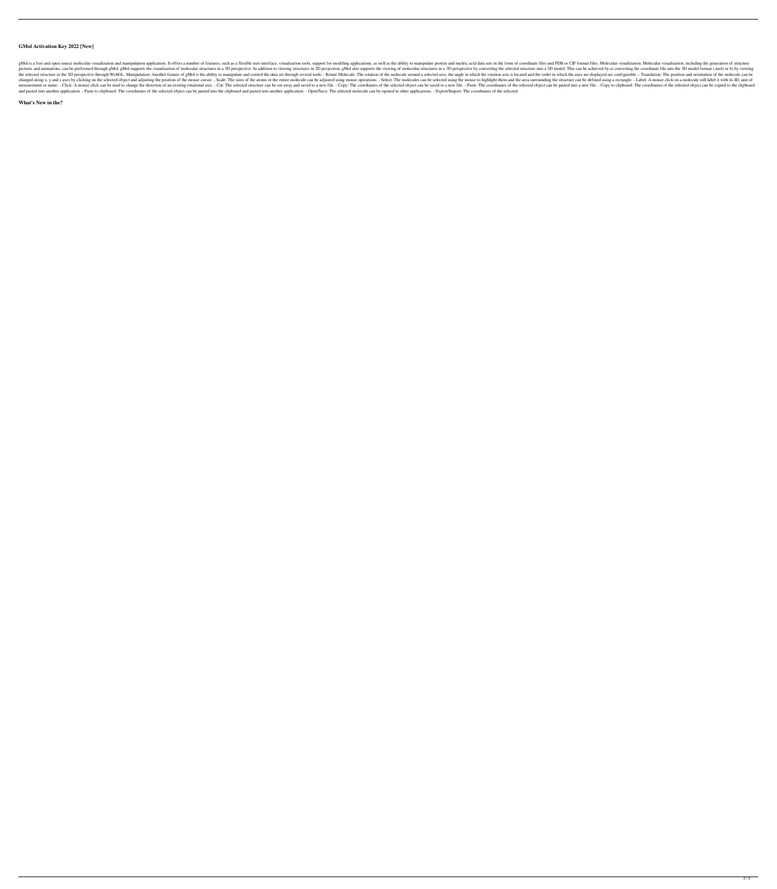**GMol Activation Key 2022 [New]**

gMol is a free and open source molecular visualization and manipulation application. It offers a number of features, such as a flexible user interface, visualization tools, support for modeling applications, as well as the ability to manipulate protein and nucleic acid data sets in the form of coordinate files and PDB or CIF format files. Molecular visualization: Molecular visualization, including the generation of structure pictures and animations, can be performed through gMol. gMol supports the visualization of molecular structures in a 3D perspective. In addition to viewing structures in 2D projection, gMol also supports the viewing of molecular structures in a 3D perspective by converting the selected structure into a 3D model. This can be achieved by a) converting the coordinate file into the 3D model format (.mol) or b) by viewing the selected structure in the 3D perspective through WebGL. Manipulation: Another feature of gMol is the ability to manipulate and control the data set through several tools: - Rotate Molecule: The rotation of the molecule around a selected axis, the angle in which the rotation axis is located and the order in which the axes are displayed are configurable. - Translation: The position and orientation of the molecule can be changed along x, y and z axes by clicking on the selected object and adjusting the position of the mouse cursor. - Scale: The sizes of the atoms or the entire molecule can be adjusted using mouse operations. - Select: The molecules can be selected using the mouse to highlight them and the area surrounding the structure can be defined using a rectangle. - Label: A mouse click on a molecule will label it with its ID, unit of measurement or name. - Click: A mouse click can be used to change the direction of an existing rotational axis. - Cut: The selected structure can be cut away and saved to a new file. - Copy: The coordinates of the selected object can be saved to a new file. - Paste: The coordinates of the selected object can be pasted into a new file. - Copy to clipboard: The coordinates of the selected object can be copied to the clipboard and pasted into another application. - Paste to clipboard: The coordinates of the selected object can be pasted into the clipboard and pasted into another application. - Open/Save: The selected molecule can be opened in other applications. - Export/Import: The coordinates of the selected

**What's New in the?**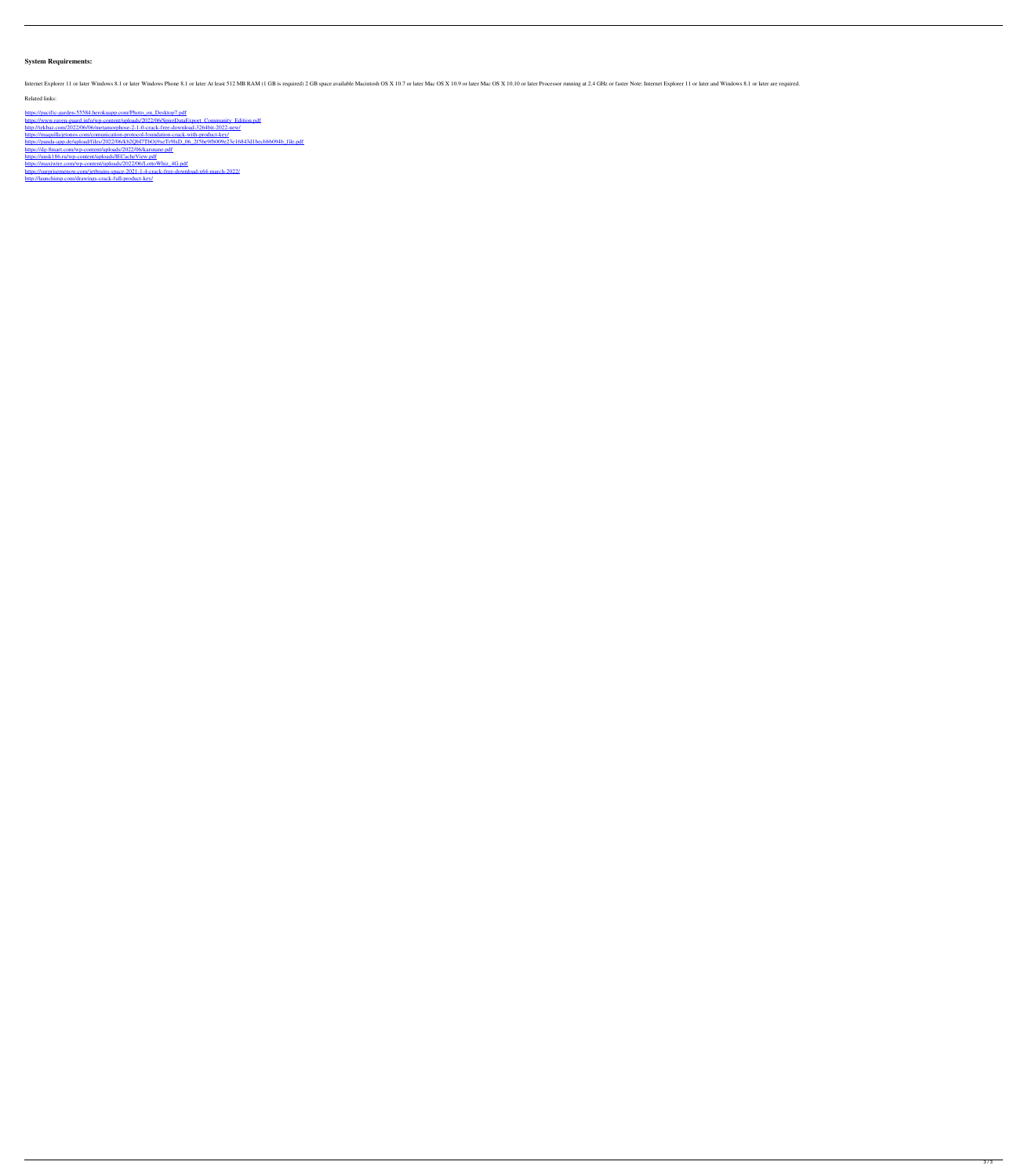### System Requirements:

Internet Explorer 11 or later Windows 8.1 or later Windows Phone 8.1 or later At least 512 MB RAM (1 GB is required) 2 GB space available Macintosh OS X 10.7 or later Mac OS X 10.9 or later Mac OS X 10.10 or later Processor running at 2.4 GHz or faster Note: Internet Explorer 11 or later and Windows 8.1 or later are required.

Related links:

https://pacific-garden-55584.herokuapp.com/Photo_on_Desktop7.pdf
https://www.raven-guard.info/wp-content/uploads/2022/06/SpireDataExport_Community_Edition.pdf
http://tekbaz.com/2022/06/06/metamorphose-2-1-0-crack-free-download-3264bit-2022-new/
https://maquillajetonos.com/comunication-protocol-foundation-crack-with-product-key/
https://panda-app.de/upload/files/2022/06/kb2QbI7TbOi9xeTe9IxD_06_2f5be9fb009e23e16843d1becbbb094b_file.pdf
https://dg-8mart.com/wp-content/uploads/2022/06/karsnane.pdf
https://unsk186.ru/wp-content/uploads/IECacheView.pdf
https://maxiwire.com/wp-content/uploads/2022/06/LottoWhiz_4G.pdf
https://surprisemenow.com/jetbrains-space-2021-1-4-crack-free-download-x64-march-2022/
http://launchimp.com/drawings-crack-full-product-key/